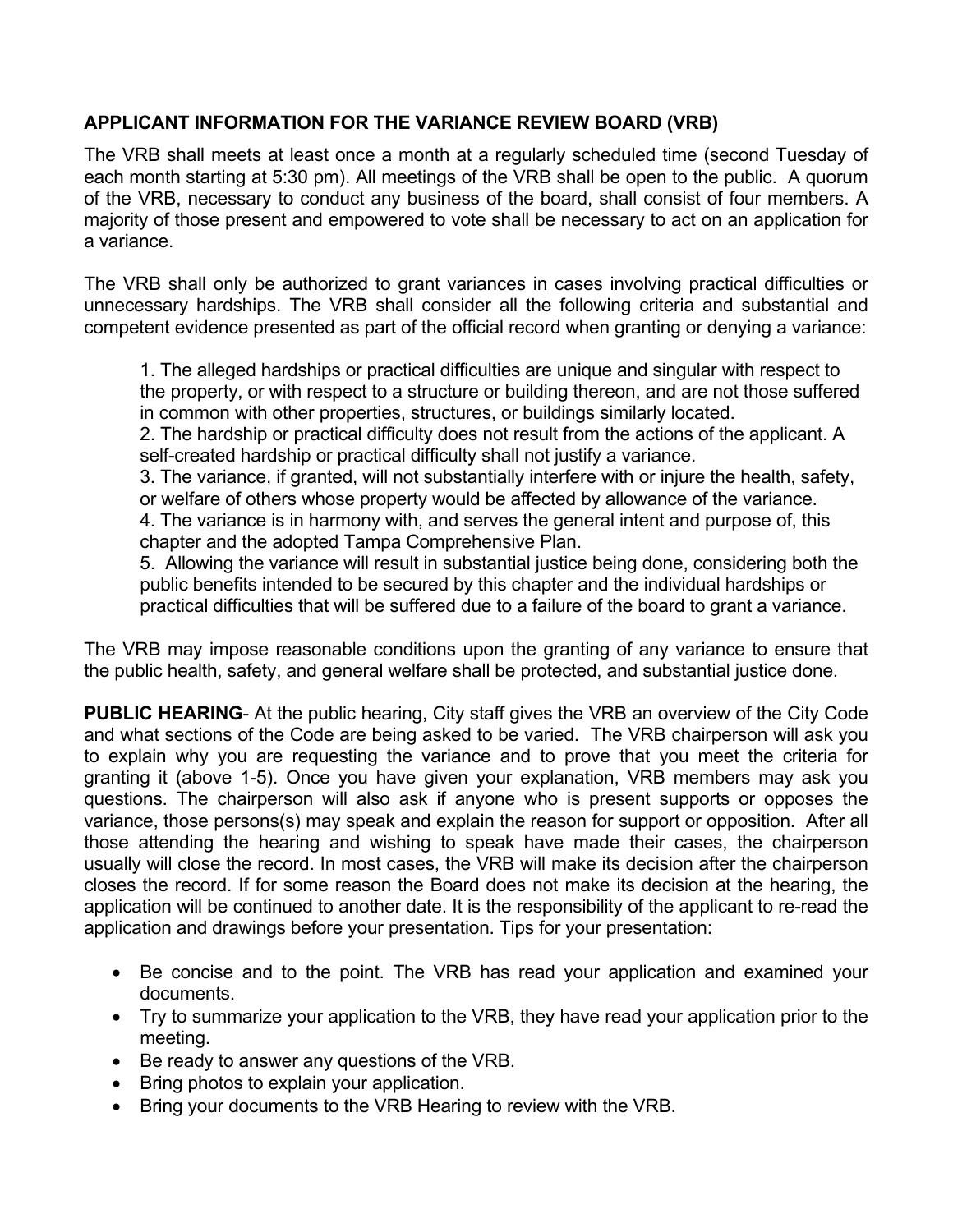## APPLICANT INFORMATION FOR THE VARIANCE REVIEW BOARD (VRB)

The VRB shall meets at least once a month at a regularly scheduled time (second Tuesday of each month starting at 5:30 pm). All meetings of the VRB shall be open to the public. A quorum of the VRB, necessary to conduct any business of the board, shall consist of four members. A majority of those present and empowered to vote shall be necessary to act on an application for a variance.

The VRB shall only be authorized to grant variances in cases involving practical difficulties or unnecessary hardships. The VRB shall consider all the following criteria and substantial and competent evidence presented as part of the official record when granting or denying a variance:

1. The alleged hardships or practical difficulties are unique and singular with respect to the property, or with respect to a structure or building thereon, and are not those suffered in common with other properties, structures, or buildings similarly located.
2. The hardship or practical difficulty does not result from the actions of the applicant. A self-created hardship or practical difficulty shall not justify a variance.
3. The variance, if granted, will not substantially interfere with or injure the health, safety, or welfare of others whose property would be affected by allowance of the variance.
4. The variance is in harmony with, and serves the general intent and purpose of, this chapter and the adopted Tampa Comprehensive Plan.
5. Allowing the variance will result in substantial justice being done, considering both the public benefits intended to be secured by this chapter and the individual hardships or practical difficulties that will be suffered due to a failure of the board to grant a variance.

The VRB may impose reasonable conditions upon the granting of any variance to ensure that the public health, safety, and general welfare shall be protected, and substantial justice done.

**PUBLIC HEARING**- At the public hearing, City staff gives the VRB an overview of the City Code and what sections of the Code are being asked to be varied. The VRB chairperson will ask you to explain why you are requesting the variance and to prove that you meet the criteria for granting it (above 1-5). Once you have given your explanation, VRB members may ask you questions. The chairperson will also ask if anyone who is present supports or opposes the variance, those persons(s) may speak and explain the reason for support or opposition. After all those attending the hearing and wishing to speak have made their cases, the chairperson usually will close the record. In most cases, the VRB will make its decision after the chairperson closes the record. If for some reason the Board does not make its decision at the hearing, the application will be continued to another date. It is the responsibility of the applicant to re-read the application and drawings before your presentation. Tips for your presentation:

- Be concise and to the point. The VRB has read your application and examined your documents.
- Try to summarize your application to the VRB, they have read your application prior to the meeting.
- Be ready to answer any questions of the VRB.
- Bring photos to explain your application.
- Bring your documents to the VRB Hearing to review with the VRB.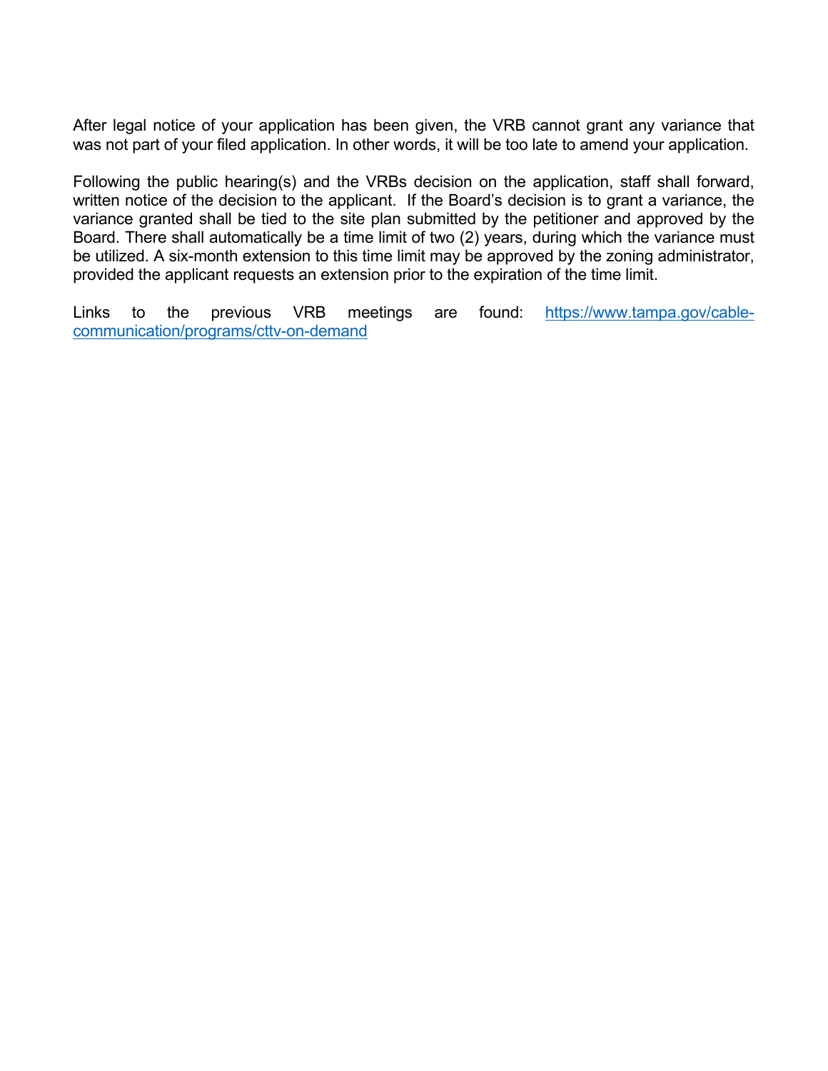After legal notice of your application has been given, the VRB cannot grant any variance that was not part of your filed application. In other words, it will be too late to amend your application.

Following the public hearing(s) and the VRBs decision on the application, staff shall forward, written notice of the decision to the applicant. If the Board's decision is to grant a variance, the variance granted shall be tied to the site plan submitted by the petitioner and approved by the Board. There shall automatically be a time limit of two (2) years, during which the variance must be utilized. A six-month extension to this time limit may be approved by the zoning administrator, provided the applicant requests an extension prior to the expiration of the time limit.

Links to the previous VRB meetings are found: [https://www.tampa.gov/cable-communication/programs/cttv-on-demand](https://www.tampa.gov/cable-communication/programs/cttv-on-demand)